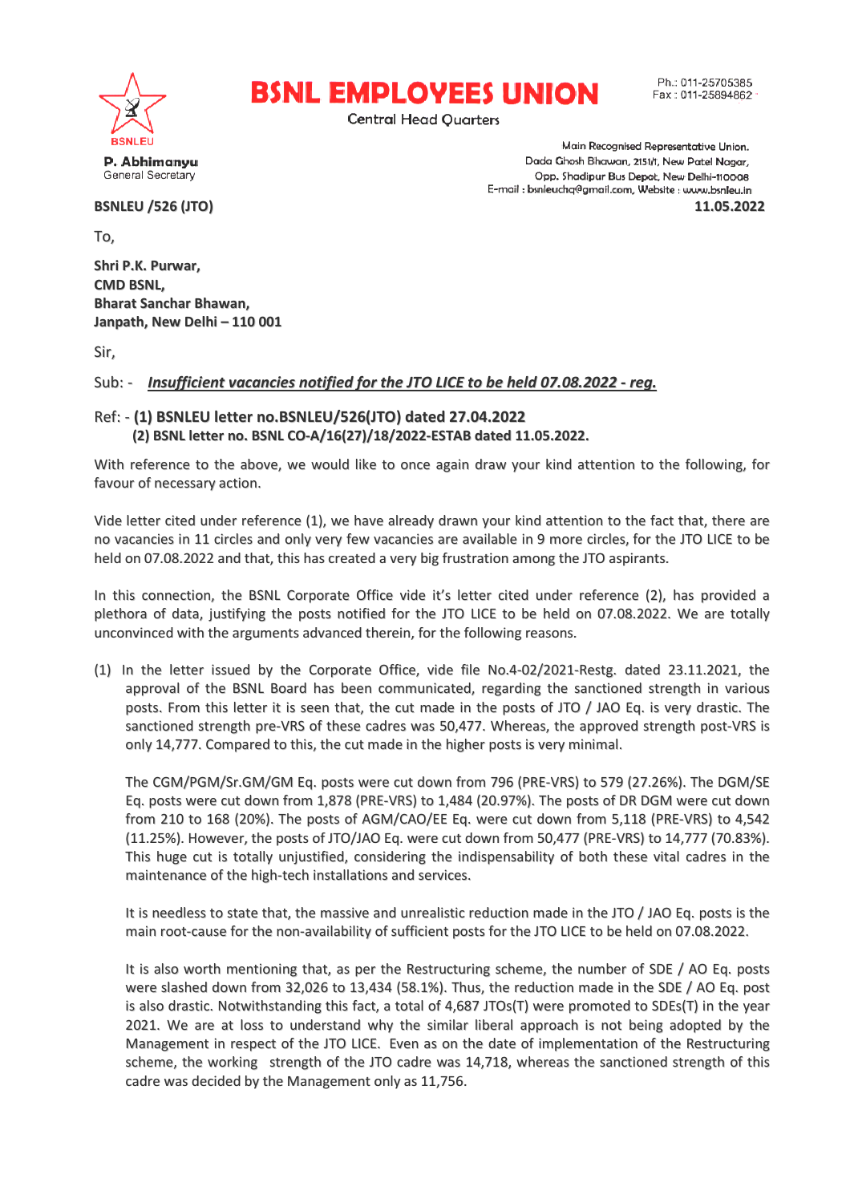# BSNL EMPLOYEES UNION

Central Head Quarters

Ph.: 011-25705385
Fax : 011-25894862

**P. Abhimanyu**
General Secretary

Main Recognised Representative Union.
Dada Ghosh Bhawan, 2151/1, New Patel Nagar,
Opp. Shadipur Bus Depot, New Delhi-110008
E-mail : bsnleuchq@gmail.com, Website : www.bsnleu.in

**BSNLEU /526 (JTO)** **11.05.2022**

To,

**Shri P.K. Purwar,**
**CMD BSNL,**
**Bharat Sanchar Bhawan,**
**Janpath, New Delhi – 110 001**

Sir,

Sub: - ***Insufficient vacancies notified for the JTO LICE to be held 07.08.2022 - reg.***

Ref: - **(1) BSNLEU letter no.BSNLEU/526(JTO) dated 27.04.2022**
**(2) BSNL letter no. BSNL CO-A/16(27)/18/2022-ESTAB dated 11.05.2022.**

With reference to the above, we would like to once again draw your kind attention to the following, for favour of necessary action.

Vide letter cited under reference (1), we have already drawn your kind attention to the fact that, there are no vacancies in 11 circles and only very few vacancies are available in 9 more circles, for the JTO LICE to be held on 07.08.2022 and that, this has created a very big frustration among the JTO aspirants.

In this connection, the BSNL Corporate Office vide it's letter cited under reference (2), has provided a plethora of data, justifying the posts notified for the JTO LICE to be held on 07.08.2022. We are totally unconvinced with the arguments advanced therein, for the following reasons.

(1) In the letter issued by the Corporate Office, vide file No.4-02/2021-Restg. dated 23.11.2021, the approval of the BSNL Board has been communicated, regarding the sanctioned strength in various posts. From this letter it is seen that, the cut made in the posts of JTO / JAO Eq. is very drastic. The sanctioned strength pre-VRS of these cadres was 50,477. Whereas, the approved strength post-VRS is only 14,777. Compared to this, the cut made in the higher posts is very minimal.

The CGM/PGM/Sr.GM/GM Eq. posts were cut down from 796 (PRE-VRS) to 579 (27.26%). The DGM/SE Eq. posts were cut down from 1,878 (PRE-VRS) to 1,484 (20.97%). The posts of DR DGM were cut down from 210 to 168 (20%). The posts of AGM/CAO/EE Eq. were cut down from 5,118 (PRE-VRS) to 4,542 (11.25%). However, the posts of JTO/JAO Eq. were cut down from 50,477 (PRE-VRS) to 14,777 (70.83%). This huge cut is totally unjustified, considering the indispensability of both these vital cadres in the maintenance of the high-tech installations and services.

It is needless to state that, the massive and unrealistic reduction made in the JTO / JAO Eq. posts is the main root-cause for the non-availability of sufficient posts for the JTO LICE to be held on 07.08.2022.

It is also worth mentioning that, as per the Restructuring scheme, the number of SDE / AO Eq. posts were slashed down from 32,026 to 13,434 (58.1%). Thus, the reduction made in the SDE / AO Eq. post is also drastic. Notwithstanding this fact, a total of 4,687 JTOs(T) were promoted to SDEs(T) in the year 2021. We are at loss to understand why the similar liberal approach is not being adopted by the Management in respect of the JTO LICE. Even as on the date of implementation of the Restructuring scheme, the working strength of the JTO cadre was 14,718, whereas the sanctioned strength of this cadre was decided by the Management only as 11,756.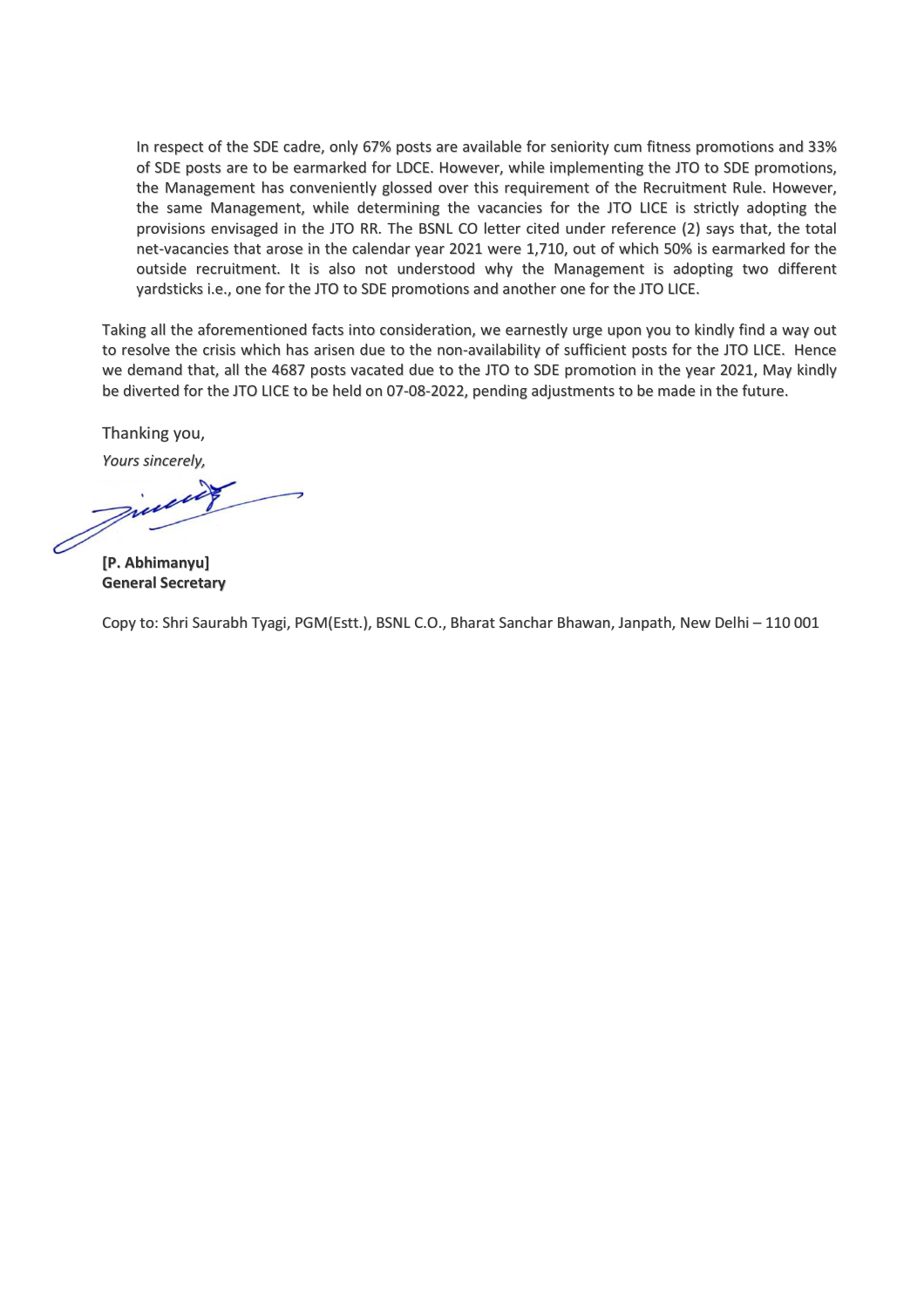In respect of the SDE cadre, only 67% posts are available for seniority cum fitness promotions and 33% of SDE posts are to be earmarked for LDCE. However, while implementing the JTO to SDE promotions, the Management has conveniently glossed over this requirement of the Recruitment Rule. However, the same Management, while determining the vacancies for the JTO LICE is strictly adopting the provisions envisaged in the JTO RR. The BSNL CO letter cited under reference (2) says that, the total net-vacancies that arose in the calendar year 2021 were 1,710, out of which 50% is earmarked for the outside recruitment. It is also not understood why the Management is adopting two different yardsticks i.e., one for the JTO to SDE promotions and another one for the JTO LICE.

Taking all the aforementioned facts into consideration, we earnestly urge upon you to kindly find a way out to resolve the crisis which has arisen due to the non-availability of sufficient posts for the JTO LICE. Hence we demand that, all the 4687 posts vacated due to the JTO to SDE promotion in the year 2021, May kindly be diverted for the JTO LICE to be held on 07-08-2022, pending adjustments to be made in the future.

Thanking you,

*Yours sincerely,*

**[P. Abhimanyu]**
**General Secretary**

Copy to: Shri Saurabh Tyagi, PGM(Estt.), BSNL C.O., Bharat Sanchar Bhawan, Janpath, New Delhi – 110 001